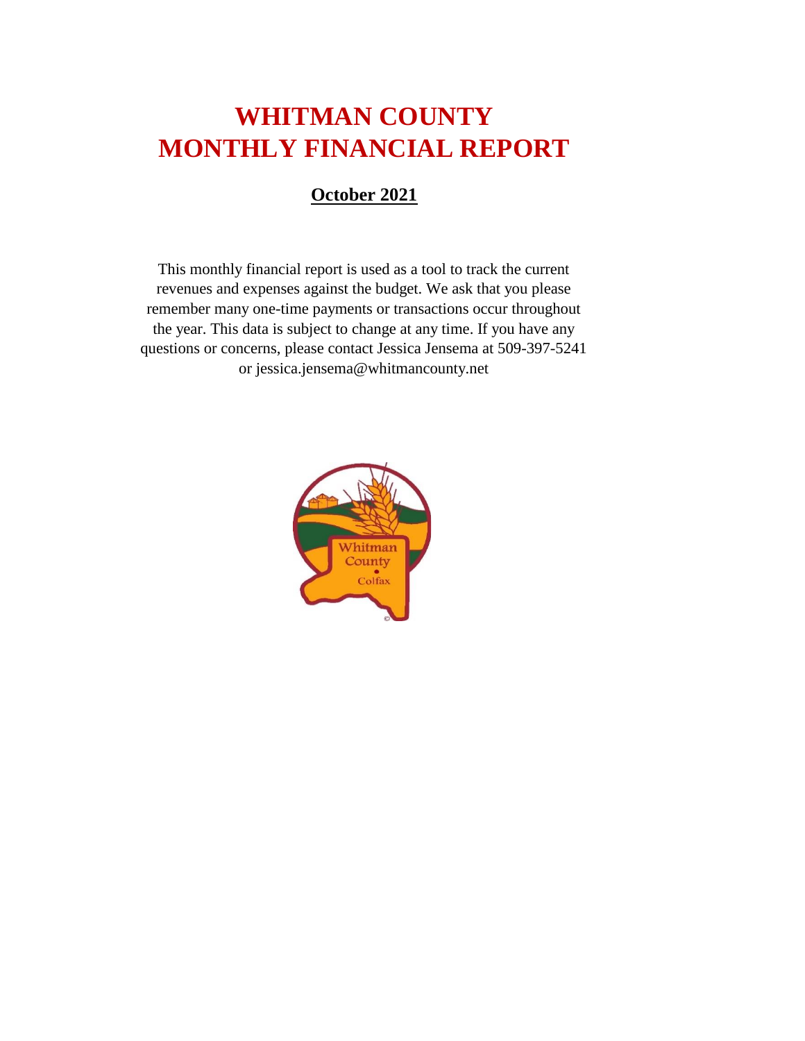# WHITMAN COUNTY
# MONTHLY FINANCIAL REPORT

## October 2021

This monthly financial report is used as a tool to track the current revenues and expenses against the budget. We ask that you please remember many one-time payments or transactions occur throughout the year. This data is subject to change at any time. If you have any questions or concerns, please contact Jessica Jensema at 509-397-5241 or jessica.jensema@whitmancounty.net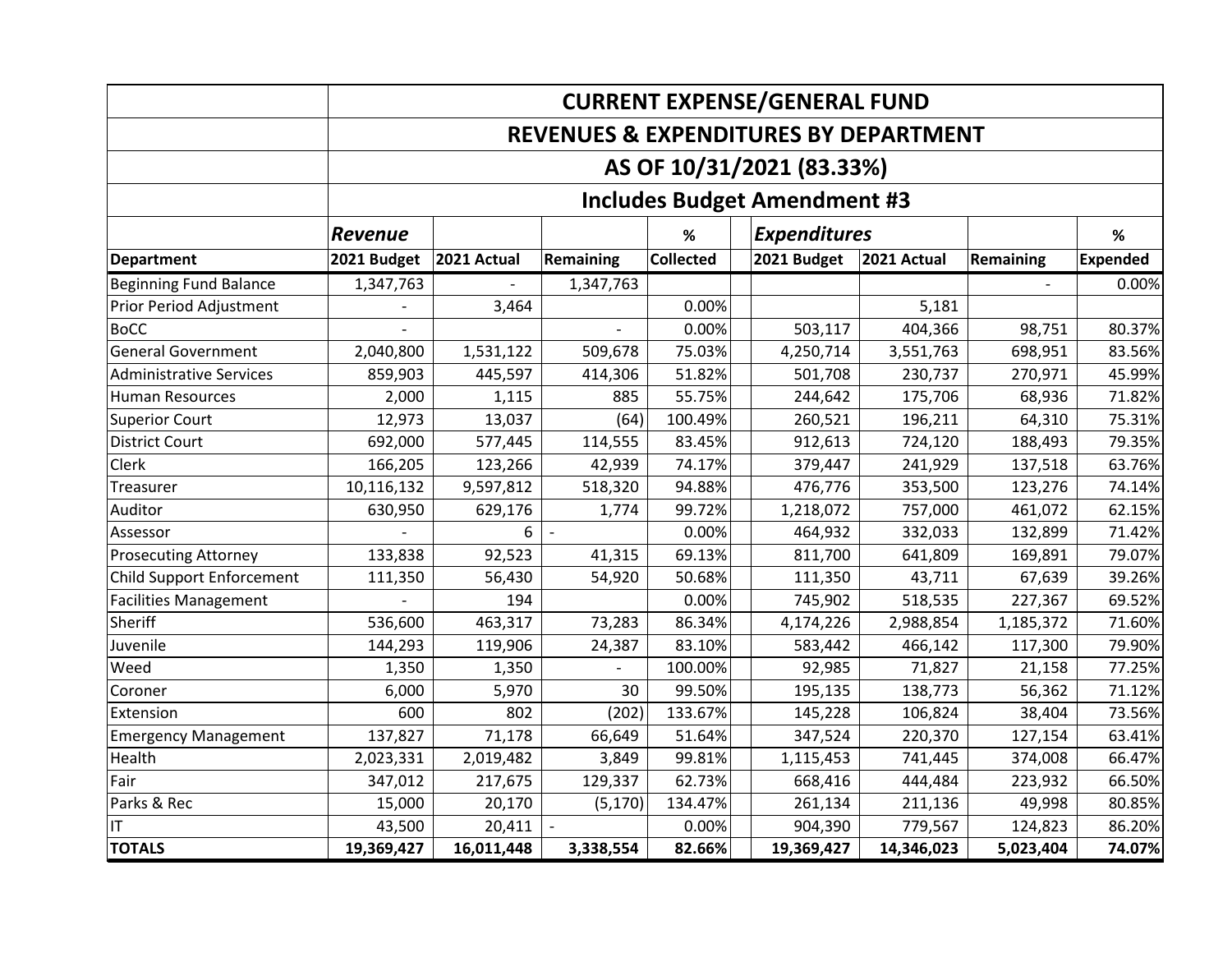| | CURRENT EXPENSE/GENERAL FUND | | | | | | | | |
|---|---|---|---|---|---|---|---|---|---|
| | REVENUES & EXPENDITURES BY DEPARTMENT | | | | | | | | |
| | AS OF 10/31/2021 (83.33%) | | | | | | | | |
| | Includes Budget Amendment #3 | | | | | | | | |
| | *Revenue* | | | % | | *Expenditures* | | | % |
| **Department** | **2021 Budget** | **2021 Actual** | **Remaining** | **Collected** | | **2021 Budget** | **2021 Actual** | **Remaining** | **Expended** |
| Beginning Fund Balance | 1,347,763 | - | 1,347,763 | | | | | - | 0.00% |
| Prior Period Adjustment | - | 3,464 | | 0.00% | | | 5,181 | | |
| BoCC | - | | - | 0.00% | | 503,117 | 404,366 | 98,751 | 80.37% |
| General Government | 2,040,800 | 1,531,122 | 509,678 | 75.03% | | 4,250,714 | 3,551,763 | 698,951 | 83.56% |
| Administrative Services | 859,903 | 445,597 | 414,306 | 51.82% | | 501,708 | 230,737 | 270,971 | 45.99% |
| Human Resources | 2,000 | 1,115 | 885 | 55.75% | | 244,642 | 175,706 | 68,936 | 71.82% |
| Superior Court | 12,973 | 13,037 | (64) | 100.49% | | 260,521 | 196,211 | 64,310 | 75.31% |
| District Court | 692,000 | 577,445 | 114,555 | 83.45% | | 912,613 | 724,120 | 188,493 | 79.35% |
| Clerk | 166,205 | 123,266 | 42,939 | 74.17% | | 379,447 | 241,929 | 137,518 | 63.76% |
| Treasurer | 10,116,132 | 9,597,812 | 518,320 | 94.88% | | 476,776 | 353,500 | 123,276 | 74.14% |
| Auditor | 630,950 | 629,176 | 1,774 | 99.72% | | 1,218,072 | 757,000 | 461,072 | 62.15% |
| Assessor | - | 6 | - | 0.00% | | 464,932 | 332,033 | 132,899 | 71.42% |
| Prosecuting Attorney | 133,838 | 92,523 | 41,315 | 69.13% | | 811,700 | 641,809 | 169,891 | 79.07% |
| Child Support Enforcement | 111,350 | 56,430 | 54,920 | 50.68% | | 111,350 | 43,711 | 67,639 | 39.26% |
| Facilities Management | - | 194 | | 0.00% | | 745,902 | 518,535 | 227,367 | 69.52% |
| Sheriff | 536,600 | 463,317 | 73,283 | 86.34% | | 4,174,226 | 2,988,854 | 1,185,372 | 71.60% |
| Juvenile | 144,293 | 119,906 | 24,387 | 83.10% | | 583,442 | 466,142 | 117,300 | 79.90% |
| Weed | 1,350 | 1,350 | - | 100.00% | | 92,985 | 71,827 | 21,158 | 77.25% |
| Coroner | 6,000 | 5,970 | 30 | 99.50% | | 195,135 | 138,773 | 56,362 | 71.12% |
| Extension | 600 | 802 | (202) | 133.67% | | 145,228 | 106,824 | 38,404 | 73.56% |
| Emergency Management | 137,827 | 71,178 | 66,649 | 51.64% | | 347,524 | 220,370 | 127,154 | 63.41% |
| Health | 2,023,331 | 2,019,482 | 3,849 | 99.81% | | 1,115,453 | 741,445 | 374,008 | 66.47% |
| Fair | 347,012 | 217,675 | 129,337 | 62.73% | | 668,416 | 444,484 | 223,932 | 66.50% |
| Parks & Rec | 15,000 | 20,170 | (5,170) | 134.47% | | 261,134 | 211,136 | 49,998 | 80.85% |
| IT | 43,500 | 20,411 | - | 0.00% | | 904,390 | 779,567 | 124,823 | 86.20% |
| **TOTALS** | **19,369,427** | **16,011,448** | **3,338,554** | **82.66%** | | **19,369,427** | **14,346,023** | **5,023,404** | **74.07%** |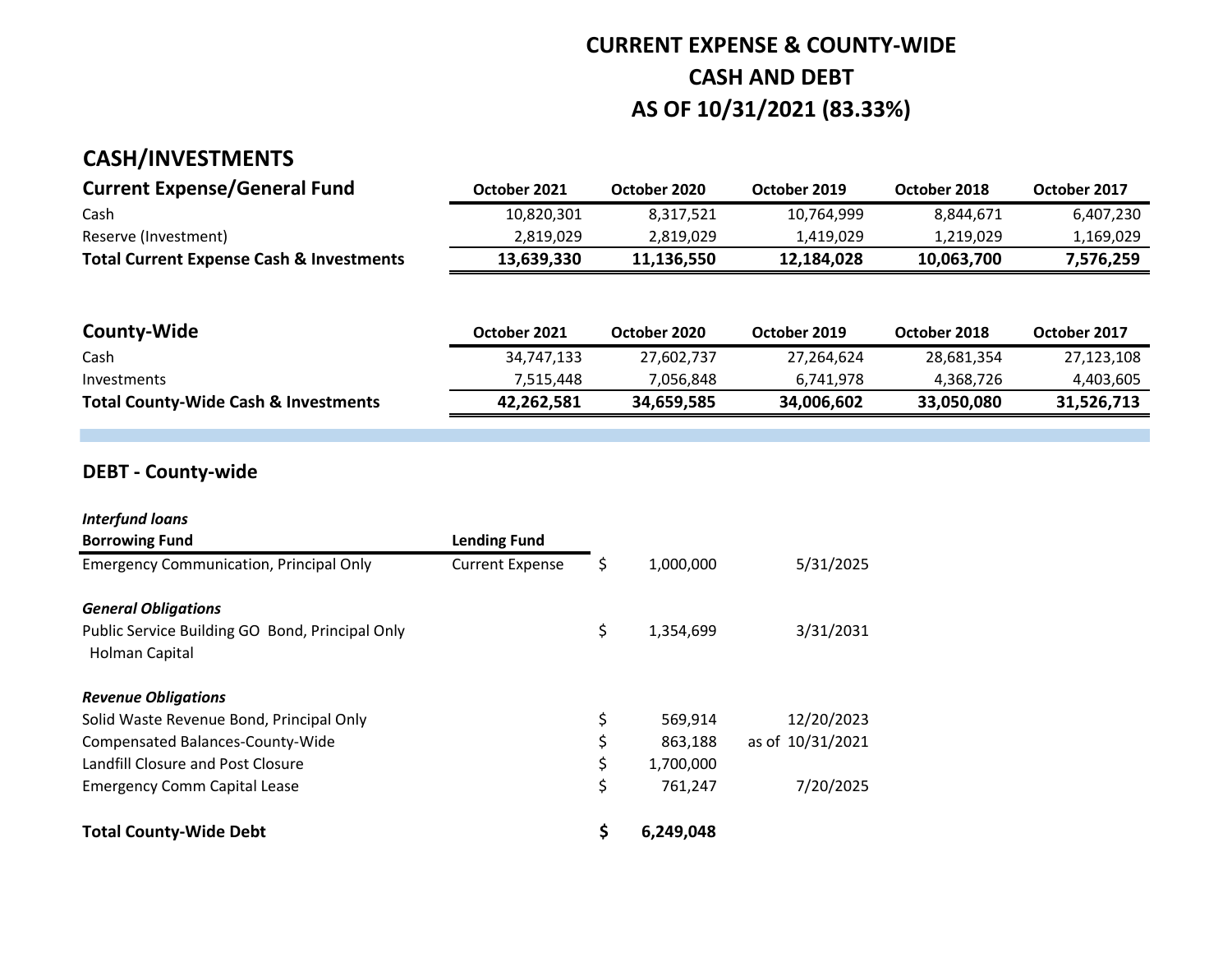# CURRENT EXPENSE & COUNTY-WIDE
# CASH AND DEBT
# AS OF 10/31/2021 (83.33%)

## CASH/INVESTMENTS

| **Current Expense/General Fund** | **October 2021** | **October 2020** | **October 2019** | **October 2018** | **October 2017** |
|---|---|---|---|---|---|
| Cash | 10,820,301 | 8,317,521 | 10,764,999 | 8,844,671 | 6,407,230 |
| Reserve (Investment) | 2,819,029 | 2,819,029 | 1,419,029 | 1,219,029 | 1,169,029 |
| **Total Current Expense Cash & Investments** | **13,639,330** | **11,136,550** | **12,184,028** | **10,063,700** | **7,576,259** |

| **County-Wide** | **October 2021** | **October 2020** | **October 2019** | **October 2018** | **October 2017** |
|---|---|---|---|---|---|
| Cash | 34,747,133 | 27,602,737 | 27,264,624 | 28,681,354 | 27,123,108 |
| Investments | 7,515,448 | 7,056,848 | 6,741,978 | 4,368,726 | 4,403,605 |
| **Total County-Wide Cash & Investments** | **42,262,581** | **34,659,585** | **34,006,602** | **33,050,080** | **31,526,713** |

## DEBT - County-wide

| | | | |
|---|---|---|---|
| ***Interfund loans*** | | | |
| **Borrowing Fund** | **Lending Fund** | | |
| Emergency Communication, Principal Only | Current Expense | $ 1,000,000 | 5/31/2025 |
| | | | |
| ***General Obligations*** | | | |
| Public Service Building GO Bond, Principal Only<br>Holman Capital | | $ 1,354,699 | 3/31/2031 |
| | | | |
| ***Revenue Obligations*** | | | |
| Solid Waste Revenue Bond, Principal Only | | $ 569,914 | 12/20/2023 |
| Compensated Balances-County-Wide | | $ 863,188 | as of 10/31/2021 |
| Landfill Closure and Post Closure | | $ 1,700,000 | |
| Emergency Comm Capital Lease | | $ 761,247 | 7/20/2025 |
| | | | |
| **Total County-Wide Debt** | | **$ 6,249,048** | |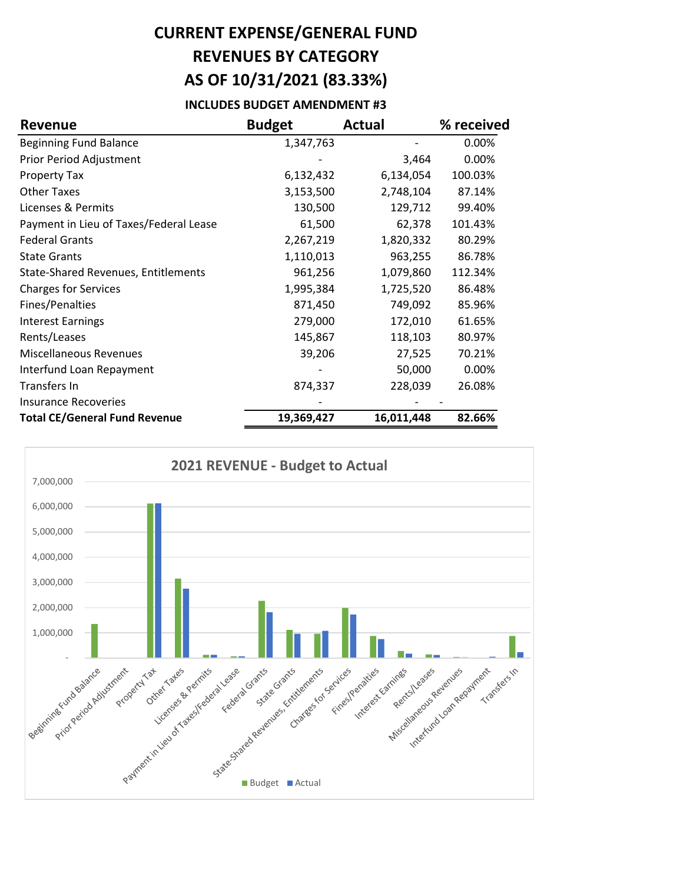# CURRENT EXPENSE/GENERAL FUND
# REVENUES BY CATEGORY
# AS OF 10/31/2021 (83.33%)

### INCLUDES BUDGET AMENDMENT #3

| Revenue | Budget | Actual | % received |
|---|---|---|---|
| Beginning Fund Balance | 1,347,763 | - | 0.00% |
| Prior Period Adjustment | - | 3,464 | 0.00% |
| Property Tax | 6,132,432 | 6,134,054 | 100.03% |
| Other Taxes | 3,153,500 | 2,748,104 | 87.14% |
| Licenses & Permits | 130,500 | 129,712 | 99.40% |
| Payment in Lieu of Taxes/Federal Lease | 61,500 | 62,378 | 101.43% |
| Federal Grants | 2,267,219 | 1,820,332 | 80.29% |
| State Grants | 1,110,013 | 963,255 | 86.78% |
| State-Shared Revenues, Entitlements | 961,256 | 1,079,860 | 112.34% |
| Charges for Services | 1,995,384 | 1,725,520 | 86.48% |
| Fines/Penalties | 871,450 | 749,092 | 85.96% |
| Interest Earnings | 279,000 | 172,010 | 61.65% |
| Rents/Leases | 145,867 | 118,103 | 80.97% |
| Miscellaneous Revenues | 39,206 | 27,525 | 70.21% |
| Interfund Loan Repayment | - | 50,000 | 0.00% |
| Transfers In | 874,337 | 228,039 | 26.08% |
| Insurance Recoveries | - | - | - |
| **Total CE/General Fund Revenue** | **19,369,427** | **16,011,448** | **82.66%** |

**2021 REVENUE - Budget to Actual**

| Revenue | Budget | Actual |
|---|---|---|
| Beginning Fund Balance | 1,347,763 | - |
| Prior Period Adjustment | - | 3,464 |
| Property Tax | 6,132,432 | 6,134,054 |
| Other Taxes | 3,153,500 | 2,748,104 |
| Licenses & Permits | 130,500 | 129,712 |
| Payment in Lieu of Taxes/Federal Lease | 61,500 | 62,378 |
| Federal Grants | 2,267,219 | 1,820,332 |
| State Grants | 1,110,013 | 963,255 |
| State-Shared Revenues, Entitlements | 961,256 | 1,079,860 |
| Charges for Services | 1,995,384 | 1,725,520 |
| Fines/Penalties | 871,450 | 749,092 |
| Interest Earnings | 279,000 | 172,010 |
| Rents/Leases | 145,867 | 118,103 |
| Miscellaneous Revenues | 39,206 | 27,525 |
| Interfund Loan Repayment | - | 50,000 |
| Transfers In | 874,337 | 228,039 |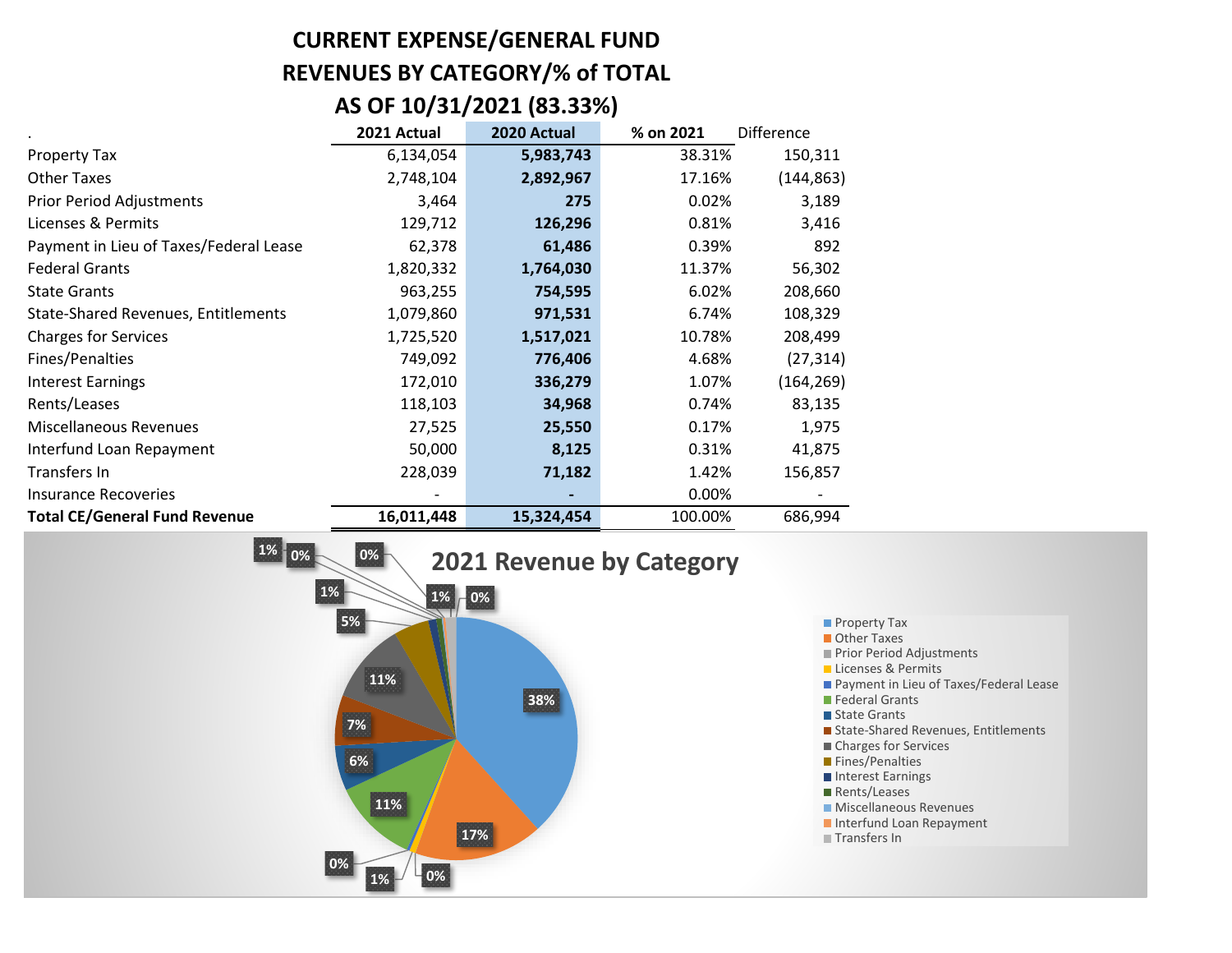# CURRENT EXPENSE/GENERAL FUND
# REVENUES BY CATEGORY/% of TOTAL
# AS OF 10/31/2021 (83.33%)

| . | 2021 Actual | 2020 Actual | % on 2021 | Difference |
|---|---|---|---|---|
| Property Tax | 6,134,054 | **5,983,743** | 38.31% | 150,311 |
| Other Taxes | 2,748,104 | **2,892,967** | 17.16% | (144,863) |
| Prior Period Adjustments | 3,464 | **275** | 0.02% | 3,189 |
| Licenses & Permits | 129,712 | **126,296** | 0.81% | 3,416 |
| Payment in Lieu of Taxes/Federal Lease | 62,378 | **61,486** | 0.39% | 892 |
| Federal Grants | 1,820,332 | **1,764,030** | 11.37% | 56,302 |
| State Grants | 963,255 | **754,595** | 6.02% | 208,660 |
| State-Shared Revenues, Entitlements | 1,079,860 | **971,531** | 6.74% | 108,329 |
| Charges for Services | 1,725,520 | **1,517,021** | 10.78% | 208,499 |
| Fines/Penalties | 749,092 | **776,406** | 4.68% | (27,314) |
| Interest Earnings | 172,010 | **336,279** | 1.07% | (164,269) |
| Rents/Leases | 118,103 | **34,968** | 0.74% | 83,135 |
| Miscellaneous Revenues | 27,525 | **25,550** | 0.17% | 1,975 |
| Interfund Loan Repayment | 50,000 | **8,125** | 0.31% | 41,875 |
| Transfers In | 228,039 | **71,182** | 1.42% | 156,857 |
| Insurance Recoveries | - | **-** | 0.00% | - |
| **Total CE/General Fund Revenue** | **16,011,448** | **15,324,454** | 100.00% | 686,994 |

## 2021 Revenue by Category

| Category | % |
|---|---|
| Property Tax | 38% |
| Other Taxes | 17% |
| Prior Period Adjustments | 0% |
| Licenses & Permits | 1% |
| Payment in Lieu of Taxes/Federal Lease | 0% |
| Federal Grants | 11% |
| State Grants | 6% |
| State-Shared Revenues, Entitlements | 7% |
| Charges for Services | 11% |
| Fines/Penalties | 5% |
| Interest Earnings | 1% |
| Rents/Leases | 1% |
| Miscellaneous Revenues | 0% |
| Interfund Loan Repayment | 0% |
| Transfers In | 1% |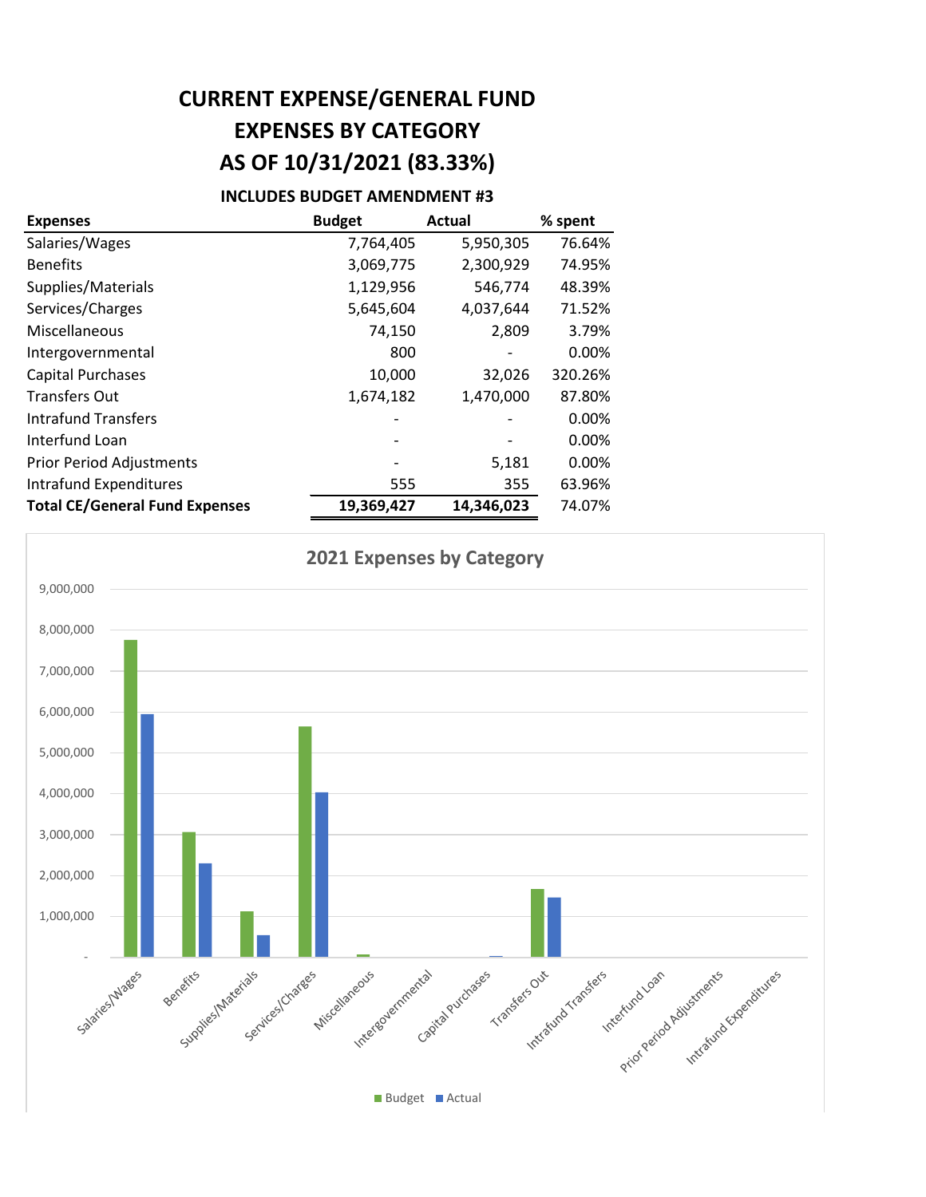# CURRENT EXPENSE/GENERAL FUND
# EXPENSES BY CATEGORY
# AS OF 10/31/2021 (83.33%)

### INCLUDES BUDGET AMENDMENT #3

| Expenses | Budget | Actual | % spent |
|---|---|---|---|
| Salaries/Wages | 7,764,405 | 5,950,305 | 76.64% |
| Benefits | 3,069,775 | 2,300,929 | 74.95% |
| Supplies/Materials | 1,129,956 | 546,774 | 48.39% |
| Services/Charges | 5,645,604 | 4,037,644 | 71.52% |
| Miscellaneous | 74,150 | 2,809 | 3.79% |
| Intergovernmental | 800 | - | 0.00% |
| Capital Purchases | 10,000 | 32,026 | 320.26% |
| Transfers Out | 1,674,182 | 1,470,000 | 87.80% |
| Intrafund Transfers | - | - | 0.00% |
| Interfund Loan | - | - | 0.00% |
| Prior Period Adjustments | - | 5,181 | 0.00% |
| Intrafund Expenditures | 555 | 355 | 63.96% |
| **Total CE/General Fund Expenses** | **19,369,427** | **14,346,023** | 74.07% |

**2021 Expenses by Category**

Budget / Actual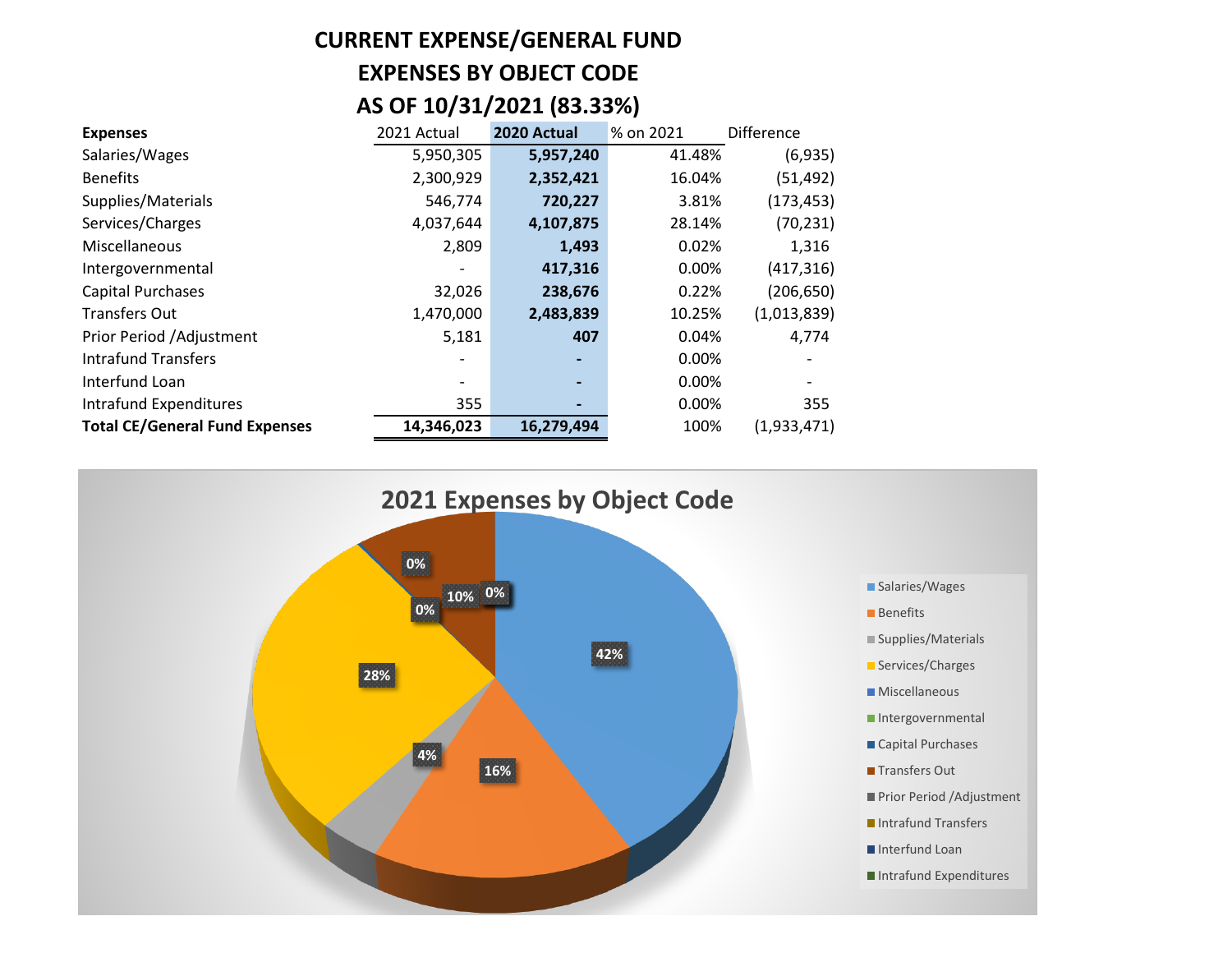# CURRENT EXPENSE/GENERAL FUND
# EXPENSES BY OBJECT CODE
# AS OF 10/31/2021 (83.33%)

| **Expenses** | 2021 Actual | **2020 Actual** | % on 2021 | Difference |
|---|---|---|---|---|
| Salaries/Wages | 5,950,305 | **5,957,240** | 41.48% | (6,935) |
| Benefits | 2,300,929 | **2,352,421** | 16.04% | (51,492) |
| Supplies/Materials | 546,774 | **720,227** | 3.81% | (173,453) |
| Services/Charges | 4,037,644 | **4,107,875** | 28.14% | (70,231) |
| Miscellaneous | 2,809 | **1,493** | 0.02% | 1,316 |
| Intergovernmental | - | **417,316** | 0.00% | (417,316) |
| Capital Purchases | 32,026 | **238,676** | 0.22% | (206,650) |
| Transfers Out | 1,470,000 | **2,483,839** | 10.25% | (1,013,839) |
| Prior Period /Adjustment | 5,181 | **407** | 0.04% | 4,774 |
| Intrafund Transfers | - | **-** | 0.00% | - |
| Interfund Loan | - | **-** | 0.00% | - |
| Intrafund Expenditures | 355 | **-** | 0.00% | 355 |
| **Total CE/General Fund Expenses** | **14,346,023** | **16,279,494** | 100% | (1,933,471) |

## 2021 Expenses by Object Code

- Salaries/Wages: 42%
- Benefits: 16%
- Supplies/Materials: 4%
- Services/Charges: 28%
- Miscellaneous: 0%
- Intergovernmental
- Capital Purchases: 0%
- Transfers Out: 10%
- Prior Period /Adjustment: 0%
- Intrafund Transfers
- Interfund Loan
- Intrafund Expenditures: 0%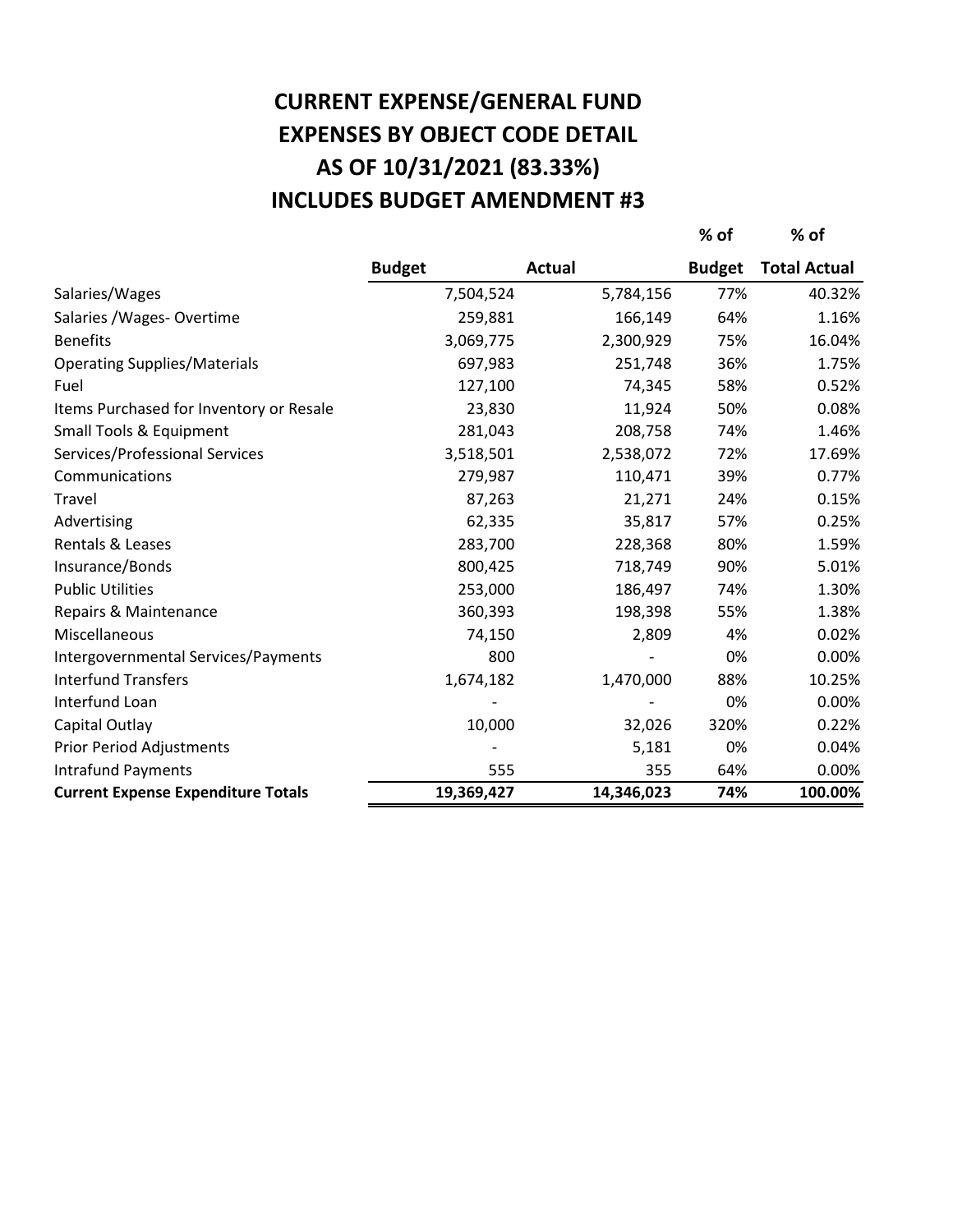# CURRENT EXPENSE/GENERAL FUND
# EXPENSES BY OBJECT CODE DETAIL
# AS OF 10/31/2021 (83.33%)
# INCLUDES BUDGET AMENDMENT #3

| | Budget | Actual | % of Budget | % of Total Actual |
|---|---|---|---|---|
| Salaries/Wages | 7,504,524 | 5,784,156 | 77% | 40.32% |
| Salaries /Wages- Overtime | 259,881 | 166,149 | 64% | 1.16% |
| Benefits | 3,069,775 | 2,300,929 | 75% | 16.04% |
| Operating Supplies/Materials | 697,983 | 251,748 | 36% | 1.75% |
| Fuel | 127,100 | 74,345 | 58% | 0.52% |
| Items Purchased for Inventory or Resale | 23,830 | 11,924 | 50% | 0.08% |
| Small Tools & Equipment | 281,043 | 208,758 | 74% | 1.46% |
| Services/Professional Services | 3,518,501 | 2,538,072 | 72% | 17.69% |
| Communications | 279,987 | 110,471 | 39% | 0.77% |
| Travel | 87,263 | 21,271 | 24% | 0.15% |
| Advertising | 62,335 | 35,817 | 57% | 0.25% |
| Rentals & Leases | 283,700 | 228,368 | 80% | 1.59% |
| Insurance/Bonds | 800,425 | 718,749 | 90% | 5.01% |
| Public Utilities | 253,000 | 186,497 | 74% | 1.30% |
| Repairs & Maintenance | 360,393 | 198,398 | 55% | 1.38% |
| Miscellaneous | 74,150 | 2,809 | 4% | 0.02% |
| Intergovernmental Services/Payments | 800 | - | 0% | 0.00% |
| Interfund Transfers | 1,674,182 | 1,470,000 | 88% | 10.25% |
| Interfund Loan | - | - | 0% | 0.00% |
| Capital Outlay | 10,000 | 32,026 | 320% | 0.22% |
| Prior Period Adjustments | - | 5,181 | 0% | 0.04% |
| Intrafund Payments | 555 | 355 | 64% | 0.00% |
| **Current Expense Expenditure Totals** | **19,369,427** | **14,346,023** | **74%** | **100.00%** |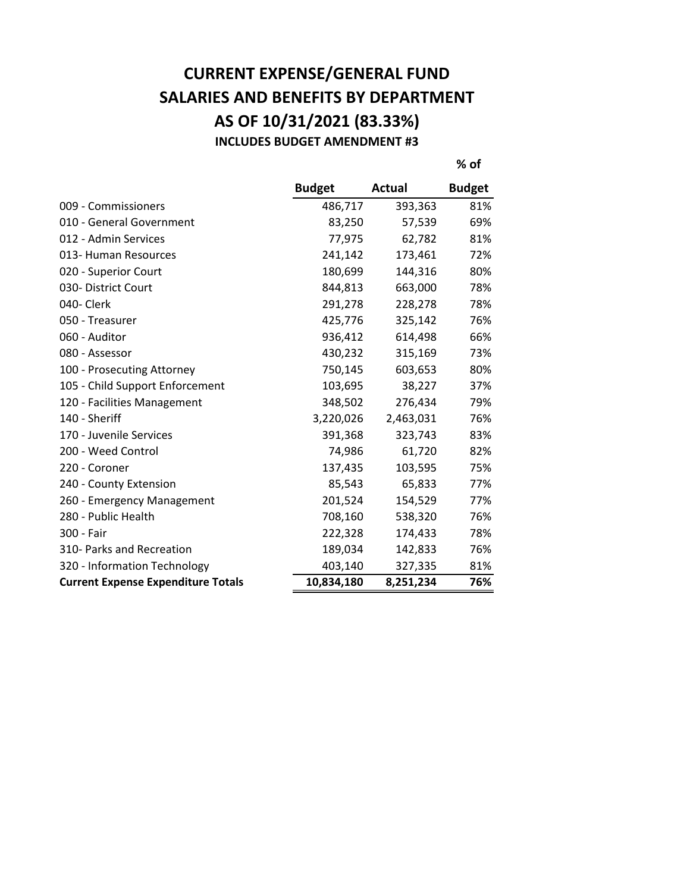# CURRENT EXPENSE/GENERAL FUND
# SALARIES AND BENEFITS BY DEPARTMENT
# AS OF 10/31/2021 (83.33%)
### INCLUDES BUDGET AMENDMENT #3

| | Budget | Actual | % of Budget |
|---|---|---|---|
| 009 - Commissioners | 486,717 | 393,363 | 81% |
| 010 - General Government | 83,250 | 57,539 | 69% |
| 012 - Admin Services | 77,975 | 62,782 | 81% |
| 013- Human Resources | 241,142 | 173,461 | 72% |
| 020 - Superior Court | 180,699 | 144,316 | 80% |
| 030- District Court | 844,813 | 663,000 | 78% |
| 040- Clerk | 291,278 | 228,278 | 78% |
| 050 - Treasurer | 425,776 | 325,142 | 76% |
| 060 - Auditor | 936,412 | 614,498 | 66% |
| 080 - Assessor | 430,232 | 315,169 | 73% |
| 100 - Prosecuting Attorney | 750,145 | 603,653 | 80% |
| 105 - Child Support Enforcement | 103,695 | 38,227 | 37% |
| 120 - Facilities Management | 348,502 | 276,434 | 79% |
| 140 - Sheriff | 3,220,026 | 2,463,031 | 76% |
| 170 - Juvenile Services | 391,368 | 323,743 | 83% |
| 200 - Weed Control | 74,986 | 61,720 | 82% |
| 220 - Coroner | 137,435 | 103,595 | 75% |
| 240 - County Extension | 85,543 | 65,833 | 77% |
| 260 - Emergency Management | 201,524 | 154,529 | 77% |
| 280 - Public Health | 708,160 | 538,320 | 76% |
| 300 - Fair | 222,328 | 174,433 | 78% |
| 310- Parks and Recreation | 189,034 | 142,833 | 76% |
| 320 - Information Technology | 403,140 | 327,335 | 81% |
| **Current Expense Expenditure Totals** | **10,834,180** | **8,251,234** | **76%** |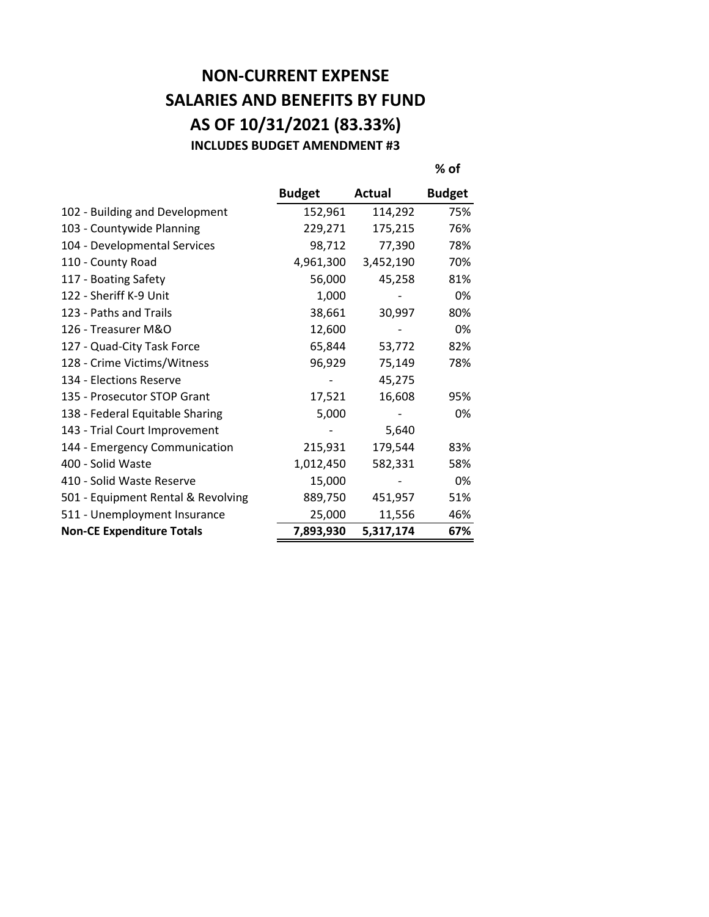# NON-CURRENT EXPENSE
# SALARIES AND BENEFITS BY FUND
# AS OF 10/31/2021 (83.33%)
### INCLUDES BUDGET AMENDMENT #3

| | Budget | Actual | % of Budget |
|---|---|---|---|
| 102 - Building and Development | 152,961 | 114,292 | 75% |
| 103 - Countywide Planning | 229,271 | 175,215 | 76% |
| 104 - Developmental Services | 98,712 | 77,390 | 78% |
| 110 - County Road | 4,961,300 | 3,452,190 | 70% |
| 117 - Boating Safety | 56,000 | 45,258 | 81% |
| 122 - Sheriff K-9 Unit | 1,000 | - | 0% |
| 123 - Paths and Trails | 38,661 | 30,997 | 80% |
| 126 - Treasurer M&O | 12,600 | - | 0% |
| 127 - Quad-City Task Force | 65,844 | 53,772 | 82% |
| 128 - Crime Victims/Witness | 96,929 | 75,149 | 78% |
| 134 - Elections Reserve | - | 45,275 | |
| 135 - Prosecutor STOP Grant | 17,521 | 16,608 | 95% |
| 138 - Federal Equitable Sharing | 5,000 | - | 0% |
| 143 - Trial Court Improvement | - | 5,640 | |
| 144 - Emergency Communication | 215,931 | 179,544 | 83% |
| 400 - Solid Waste | 1,012,450 | 582,331 | 58% |
| 410 - Solid Waste Reserve | 15,000 | - | 0% |
| 501 - Equipment Rental & Revolving | 889,750 | 451,957 | 51% |
| 511 - Unemployment Insurance | 25,000 | 11,556 | 46% |
| **Non-CE Expenditure Totals** | **7,893,930** | **5,317,174** | **67%** |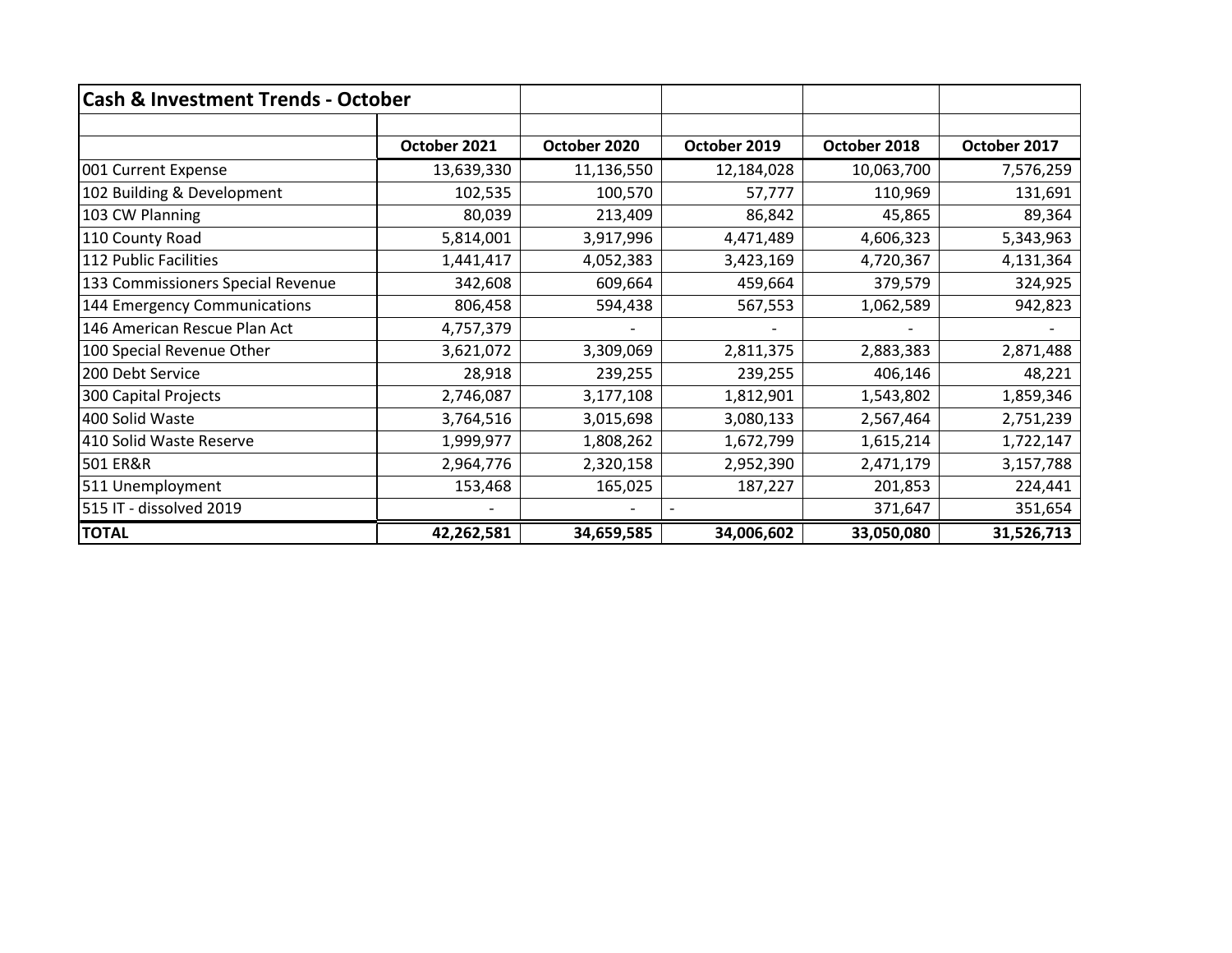| Cash & Investment Trends - October | | | | | |
|---|---|---|---|---|---|
| | October 2021 | October 2020 | October 2019 | October 2018 | October 2017 |
| 001 Current Expense | 13,639,330 | 11,136,550 | 12,184,028 | 10,063,700 | 7,576,259 |
| 102 Building & Development | 102,535 | 100,570 | 57,777 | 110,969 | 131,691 |
| 103 CW Planning | 80,039 | 213,409 | 86,842 | 45,865 | 89,364 |
| 110 County Road | 5,814,001 | 3,917,996 | 4,471,489 | 4,606,323 | 5,343,963 |
| 112 Public Facilities | 1,441,417 | 4,052,383 | 3,423,169 | 4,720,367 | 4,131,364 |
| 133 Commissioners Special Revenue | 342,608 | 609,664 | 459,664 | 379,579 | 324,925 |
| 144 Emergency Communications | 806,458 | 594,438 | 567,553 | 1,062,589 | 942,823 |
| 146 American Rescue Plan Act | 4,757,379 | - | - | - | - |
| 100 Special Revenue Other | 3,621,072 | 3,309,069 | 2,811,375 | 2,883,383 | 2,871,488 |
| 200 Debt Service | 28,918 | 239,255 | 239,255 | 406,146 | 48,221 |
| 300 Capital Projects | 2,746,087 | 3,177,108 | 1,812,901 | 1,543,802 | 1,859,346 |
| 400 Solid Waste | 3,764,516 | 3,015,698 | 3,080,133 | 2,567,464 | 2,751,239 |
| 410 Solid Waste Reserve | 1,999,977 | 1,808,262 | 1,672,799 | 1,615,214 | 1,722,147 |
| 501 ER&R | 2,964,776 | 2,320,158 | 2,952,390 | 2,471,179 | 3,157,788 |
| 511 Unemployment | 153,468 | 165,025 | 187,227 | 201,853 | 224,441 |
| 515 IT - dissolved 2019 | - | - | - | 371,647 | 351,654 |
| **TOTAL** | **42,262,581** | **34,659,585** | **34,006,602** | **33,050,080** | **31,526,713** |